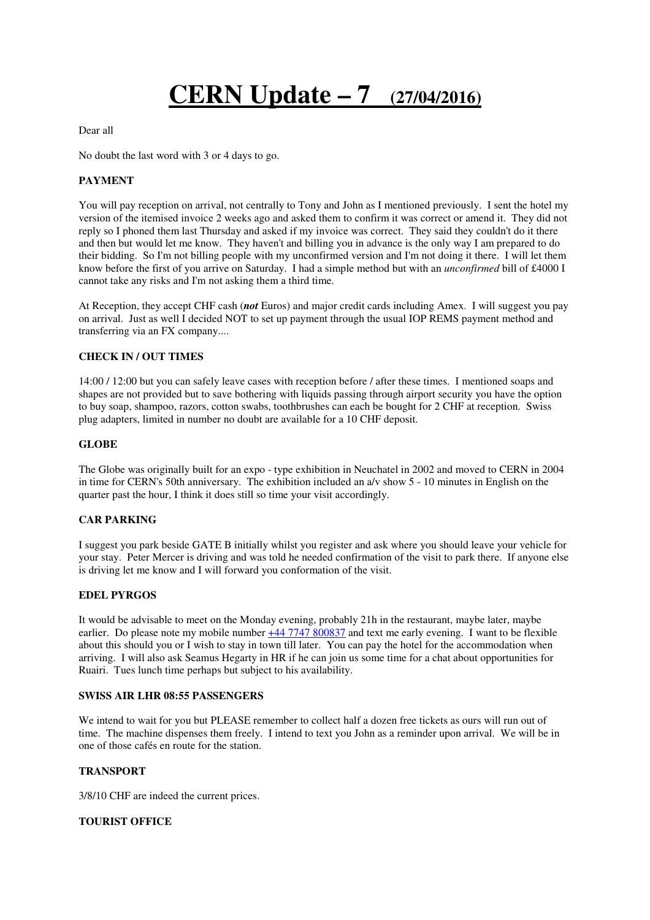# CERN Update – 7 (27/04/2016)

Dear all

No doubt the last word with 3 or 4 days to go.

**PAYMENT**

You will pay reception on arrival, not centrally to Tony and John as I mentioned previously. I sent the hotel my version of the itemised invoice 2 weeks ago and asked them to confirm it was correct or amend it. They did not reply so I phoned them last Thursday and asked if my invoice was correct. They said they couldn't do it there and then but would let me know. They haven't and billing you in advance is the only way I am prepared to do their bidding. So I'm not billing people with my unconfirmed version and I'm not doing it there. I will let them know before the first of you arrive on Saturday. I had a simple method but with an *unconfirmed* bill of £4000 I cannot take any risks and I'm not asking them a third time.

At Reception, they accept CHF cash (***not*** Euros) and major credit cards including Amex. I will suggest you pay on arrival. Just as well I decided NOT to set up payment through the usual IOP REMS payment method and transferring via an FX company....

**CHECK IN / OUT TIMES**

14:00 / 12:00 but you can safely leave cases with reception before / after these times. I mentioned soaps and shapes are not provided but to save bothering with liquids passing through airport security you have the option to buy soap, shampoo, razors, cotton swabs, toothbrushes can each be bought for 2 CHF at reception. Swiss plug adapters, limited in number no doubt are available for a 10 CHF deposit.

**GLOBE**

The Globe was originally built for an expo - type exhibition in Neuchatel in 2002 and moved to CERN in 2004 in time for CERN's 50th anniversary. The exhibition included an a/v show 5 - 10 minutes in English on the quarter past the hour, I think it does still so time your visit accordingly.

**CAR PARKING**

I suggest you park beside GATE B initially whilst you register and ask where you should leave your vehicle for your stay. Peter Mercer is driving and was told he needed confirmation of the visit to park there. If anyone else is driving let me know and I will forward you conformation of the visit.

**EDEL PYRGOS**

It would be advisable to meet on the Monday evening, probably 21h in the restaurant, maybe later, maybe earlier. Do please note my mobile number [+44 7747 800837] and text me early evening. I want to be flexible about this should you or I wish to stay in town till later. You can pay the hotel for the accommodation when arriving. I will also ask Seamus Hegarty in HR if he can join us some time for a chat about opportunities for Ruairi. Tues lunch time perhaps but subject to his availability.

**SWISS AIR LHR 08:55 PASSENGERS**

We intend to wait for you but PLEASE remember to collect half a dozen free tickets as ours will run out of time. The machine dispenses them freely. I intend to text you John as a reminder upon arrival. We will be in one of those cafés en route for the station.

**TRANSPORT**

3/8/10 CHF are indeed the current prices.

**TOURIST OFFICE**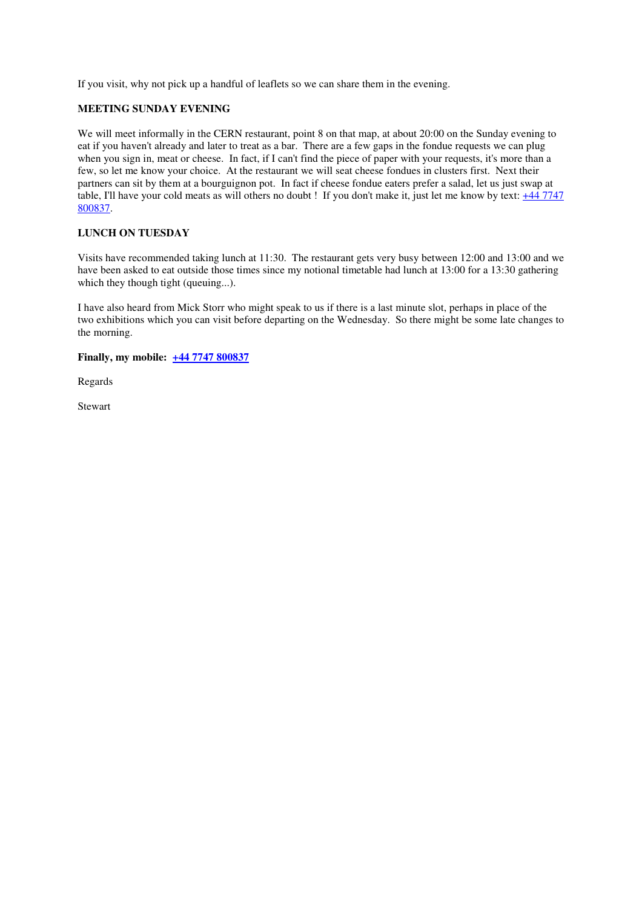If you visit, why not pick up a handful of leaflets so we can share them in the evening.

**MEETING SUNDAY EVENING**

We will meet informally in the CERN restaurant, point 8 on that map, at about 20:00 on the Sunday evening to eat if you haven't already and later to treat as a bar. There are a few gaps in the fondue requests we can plug when you sign in, meat or cheese. In fact, if I can't find the piece of paper with your requests, it's more than a few, so let me know your choice. At the restaurant we will seat cheese fondues in clusters first. Next their partners can sit by them at a bourguignon pot. In fact if cheese fondue eaters prefer a salad, let us just swap at table, I'll have your cold meats as will others no doubt ! If you don't make it, just let me know by text: +44 7747 800837.

**LUNCH ON TUESDAY**

Visits have recommended taking lunch at 11:30. The restaurant gets very busy between 12:00 and 13:00 and we have been asked to eat outside those times since my notional timetable had lunch at 13:00 for a 13:30 gathering which they though tight (queuing...).

I have also heard from Mick Storr who might speak to us if there is a last minute slot, perhaps in place of the two exhibitions which you can visit before departing on the Wednesday. So there might be some late changes to the morning.

**Finally, my mobile: +44 7747 800837**

Regards

Stewart